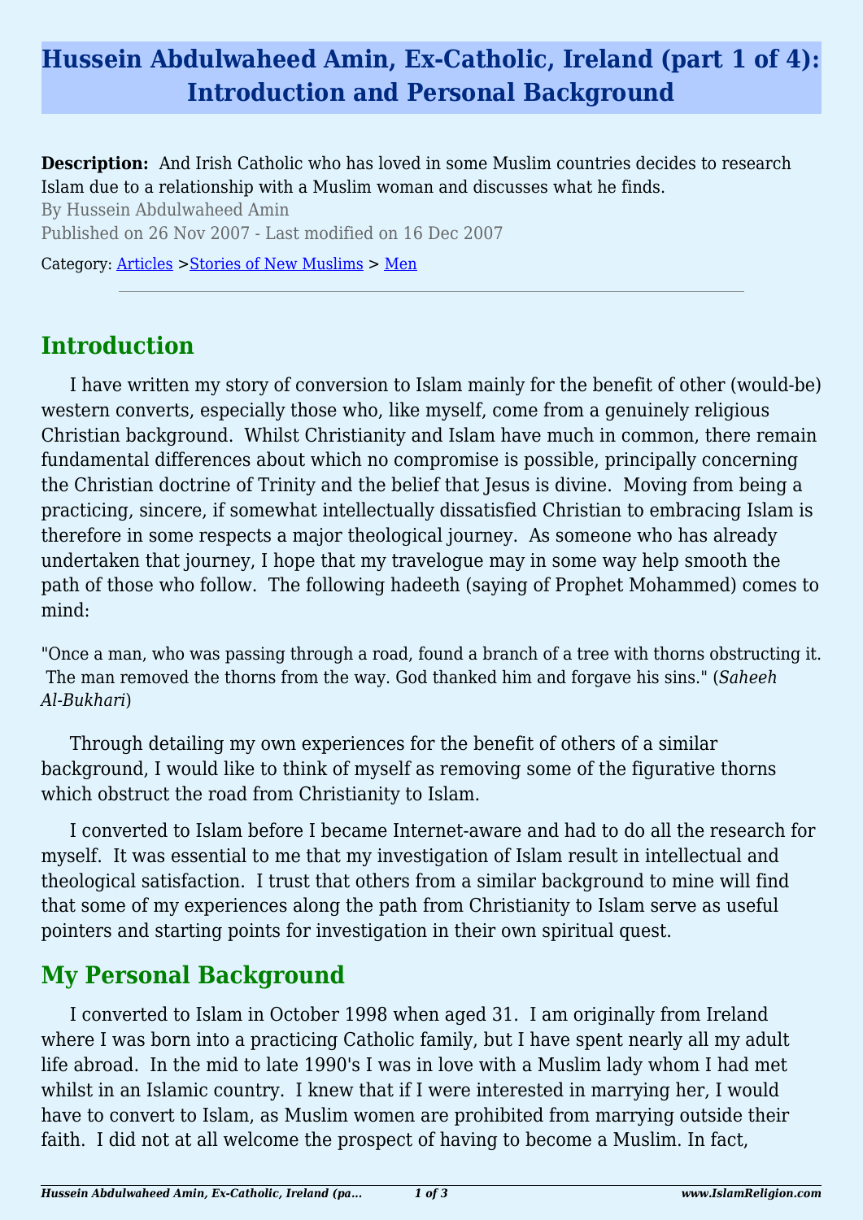# Hussein Abdulwaheed Amin, Ex-Catholic, Ireland (part 1 of 4): Introduction and Personal Background

**Description:** And Irish Catholic who has loved in some Muslim countries decides to research Islam due to a relationship with a Muslim woman and discusses what he finds.

By Hussein Abdulwaheed Amin

Published on 26 Nov 2007 - Last modified on 16 Dec 2007

Category: Articles >Stories of New Muslims > Men

---

## Introduction

I have written my story of conversion to Islam mainly for the benefit of other (would-be) western converts, especially those who, like myself, come from a genuinely religious Christian background. Whilst Christianity and Islam have much in common, there remain fundamental differences about which no compromise is possible, principally concerning the Christian doctrine of Trinity and the belief that Jesus is divine. Moving from being a practicing, sincere, if somewhat intellectually dissatisfied Christian to embracing Islam is therefore in some respects a major theological journey. As someone who has already undertaken that journey, I hope that my travelogue may in some way help smooth the path of those who follow. The following hadeeth (saying of Prophet Mohammed) comes to mind:

"Once a man, who was passing through a road, found a branch of a tree with thorns obstructing it. The man removed the thorns from the way. God thanked him and forgave his sins." (*Saheeh Al-Bukhari*)

Through detailing my own experiences for the benefit of others of a similar background, I would like to think of myself as removing some of the figurative thorns which obstruct the road from Christianity to Islam.

I converted to Islam before I became Internet-aware and had to do all the research for myself. It was essential to me that my investigation of Islam result in intellectual and theological satisfaction. I trust that others from a similar background to mine will find that some of my experiences along the path from Christianity to Islam serve as useful pointers and starting points for investigation in their own spiritual quest.

## My Personal Background

I converted to Islam in October 1998 when aged 31. I am originally from Ireland where I was born into a practicing Catholic family, but I have spent nearly all my adult life abroad. In the mid to late 1990's I was in love with a Muslim lady whom I had met whilst in an Islamic country. I knew that if I were interested in marrying her, I would have to convert to Islam, as Muslim women are prohibited from marrying outside their faith. I did not at all welcome the prospect of having to become a Muslim. In fact,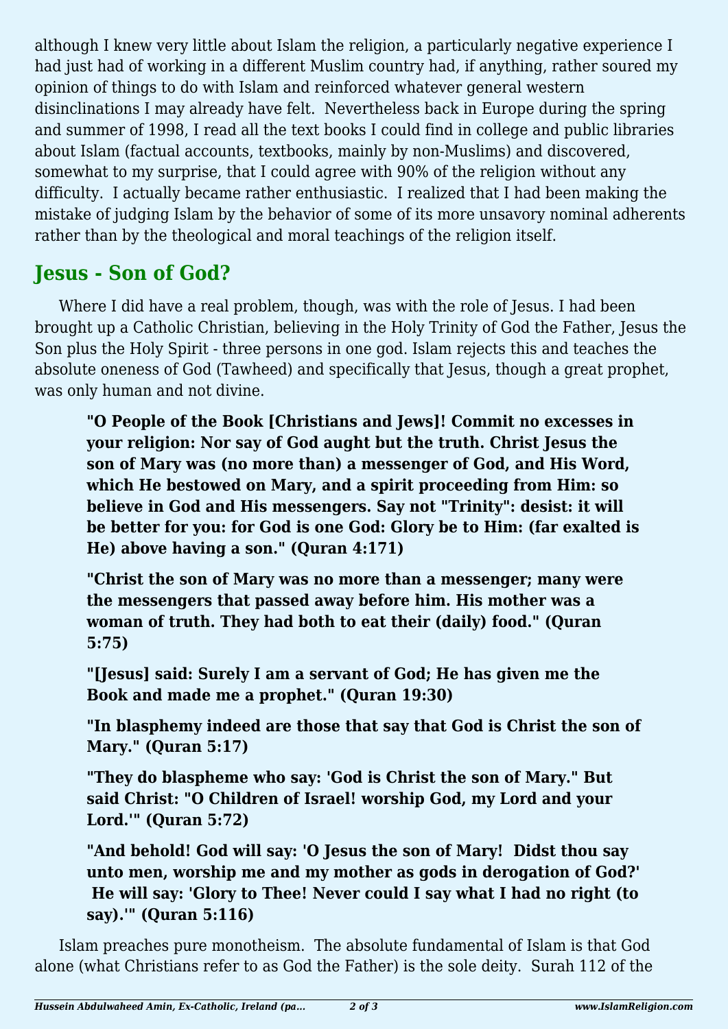although I knew very little about Islam the religion, a particularly negative experience I had just had of working in a different Muslim country had, if anything, rather soured my opinion of things to do with Islam and reinforced whatever general western disinclinations I may already have felt.  Nevertheless back in Europe during the spring and summer of 1998, I read all the text books I could find in college and public libraries about Islam (factual accounts, textbooks, mainly by non-Muslims) and discovered, somewhat to my surprise, that I could agree with 90% of the religion without any difficulty.  I actually became rather enthusiastic.  I realized that I had been making the mistake of judging Islam by the behavior of some of its more unsavory nominal adherents rather than by the theological and moral teachings of the religion itself.

## Jesus - Son of God?

Where I did have a real problem, though, was with the role of Jesus. I had been brought up a Catholic Christian, believing in the Holy Trinity of God the Father, Jesus the Son plus the Holy Spirit - three persons in one god. Islam rejects this and teaches the absolute oneness of God (Tawheed) and specifically that Jesus, though a great prophet, was only human and not divine.

> **"O People of the Book [Christians and Jews]! Commit no excesses in your religion: Nor say of God aught but the truth. Christ Jesus the son of Mary was (no more than) a messenger of God, and His Word, which He bestowed on Mary, and a spirit proceeding from Him: so believe in God and His messengers. Say not "Trinity": desist: it will be better for you: for God is one God: Glory be to Him: (far exalted is He) above having a son." (Quran 4:171)**
>
> **"Christ the son of Mary was no more than a messenger; many were the messengers that passed away before him. His mother was a woman of truth. They had both to eat their (daily) food." (Quran 5:75)**
>
> **"[Jesus] said: Surely I am a servant of God; He has given me the Book and made me a prophet." (Quran 19:30)**
>
> **"In blasphemy indeed are those that say that God is Christ the son of Mary." (Quran 5:17)**
>
> **"They do blaspheme who say: 'God is Christ the son of Mary." But said Christ: "O Children of Israel! worship God, my Lord and your Lord.'" (Quran 5:72)**
>
> **"And behold! God will say: 'O Jesus the son of Mary!  Didst thou say unto men, worship me and my mother as gods in derogation of God?'  He will say: 'Glory to Thee! Never could I say what I had no right (to say).'" (Quran 5:116)**

Islam preaches pure monotheism.  The absolute fundamental of Islam is that God alone (what Christians refer to as God the Father) is the sole deity.  Surah 112 of the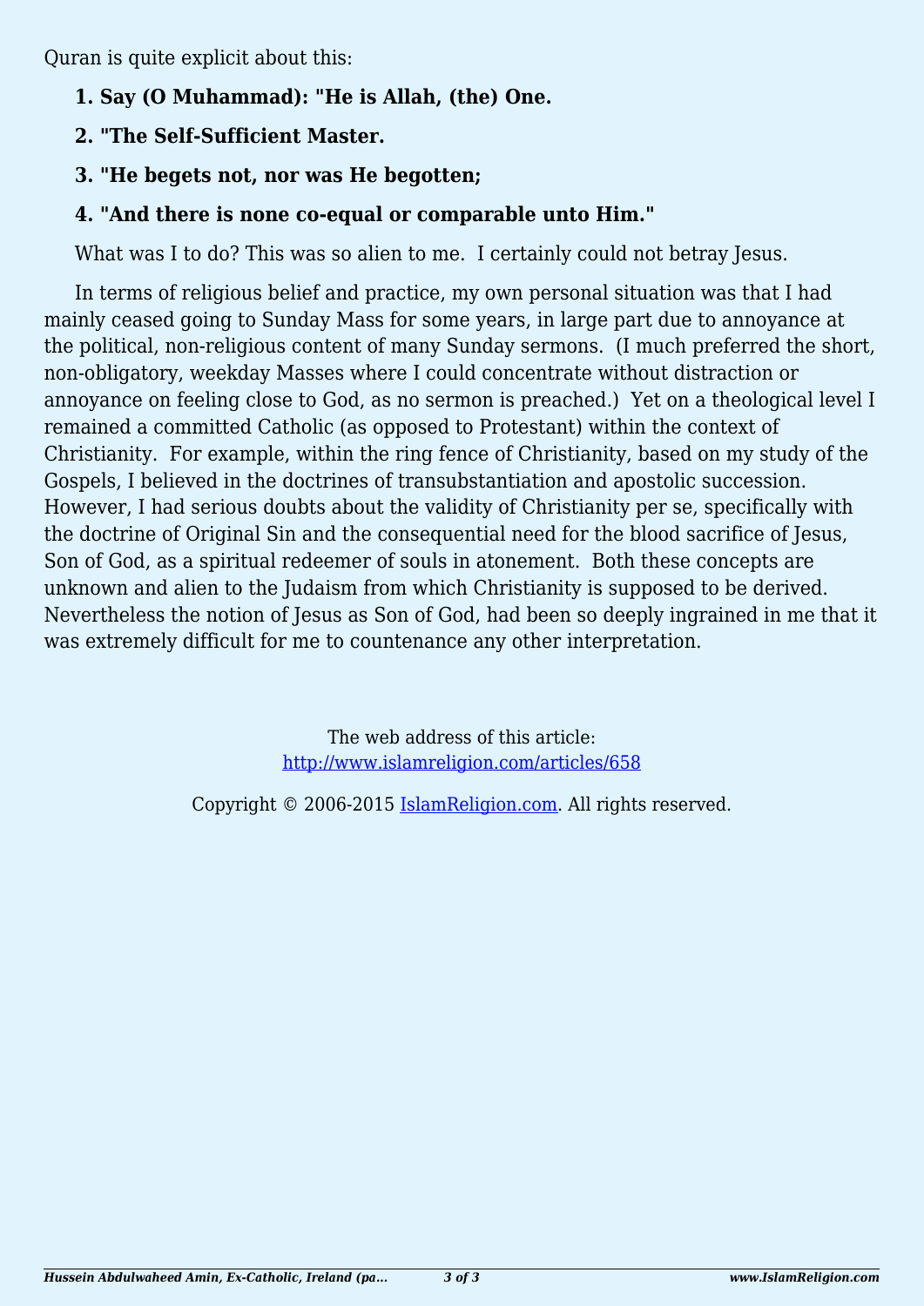Quran is quite explicit about this:

1. **Say (O Muhammad): "He is Allah, (the) One.**
2. **"The Self-Sufficient Master.**
3. **"He begets not, nor was He begotten;**
4. **"And there is none co-equal or comparable unto Him."**

What was I to do? This was so alien to me. I certainly could not betray Jesus.

In terms of religious belief and practice, my own personal situation was that I had mainly ceased going to Sunday Mass for some years, in large part due to annoyance at the political, non-religious content of many Sunday sermons. (I much preferred the short, non-obligatory, weekday Masses where I could concentrate without distraction or annoyance on feeling close to God, as no sermon is preached.) Yet on a theological level I remained a committed Catholic (as opposed to Protestant) within the context of Christianity. For example, within the ring fence of Christianity, based on my study of the Gospels, I believed in the doctrines of transubstantiation and apostolic succession. However, I had serious doubts about the validity of Christianity per se, specifically with the doctrine of Original Sin and the consequential need for the blood sacrifice of Jesus, Son of God, as a spiritual redeemer of souls in atonement. Both these concepts are unknown and alien to the Judaism from which Christianity is supposed to be derived. Nevertheless the notion of Jesus as Son of God, had been so deeply ingrained in me that it was extremely difficult for me to countenance any other interpretation.

The web address of this article:
http://www.islamreligion.com/articles/658

Copyright © 2006-2015 IslamReligion.com. All rights reserved.